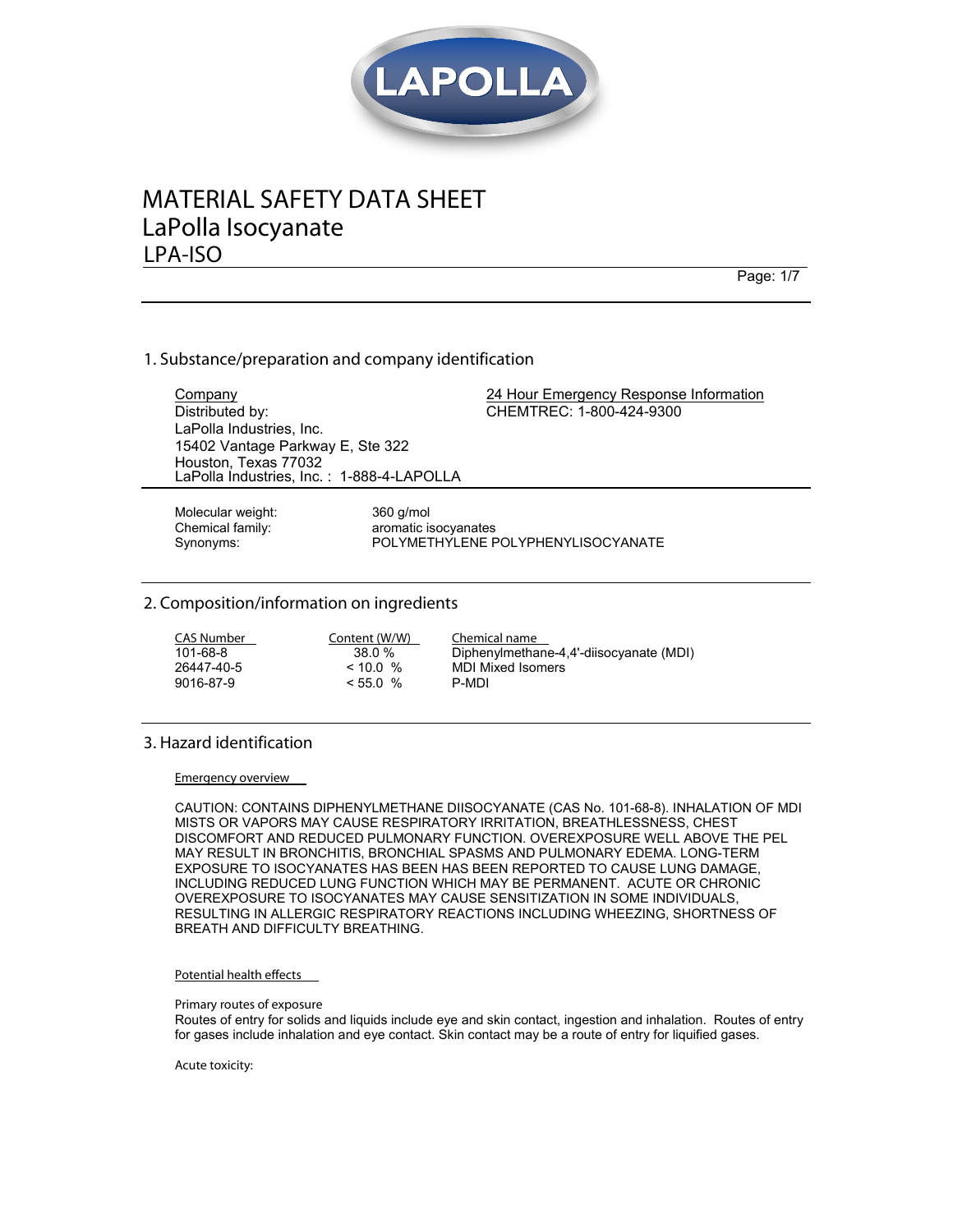# MATERIAL SAFETY DATA SHEET

# LaPolla Isocyanate

## LPA-ISO

## 1. Substance/preparation and company identification

**Company**
Distributed by:
LaPolla Industries, Inc.
15402 Vantage Parkway E, Ste 322
Houston, Texas 77032
LaPolla Industries, Inc. : 1-888-4-LAPOLLA

**24 Hour Emergency Response Information**
CHEMTREC: 1-800-424-9300

| | |
|---|---|
| Molecular weight: | 360 g/mol |
| Chemical family: | aromatic isocyanates |
| Synonyms: | POLYMETHYLENE POLYPHENYLISOCYANATE |

## 2. Composition/information on ingredients

| CAS Number | Content (W/W) | Chemical name |
|---|---|---|
| 101-68-8 | 38.0 % | Diphenylmethane-4,4'-diisocyanate (MDI) |
| 26447-40-5 | < 10.0 % | MDI Mixed Isomers |
| 9016-87-9 | < 55.0 % | P-MDI |

## 3. Hazard identification

### Emergency overview

CAUTION: CONTAINS DIPHENYLMETHANE DIISOCYANATE (CAS No. 101-68-8). INHALATION OF MDI MISTS OR VAPORS MAY CAUSE RESPIRATORY IRRITATION, BREATHLESSNESS, CHEST DISCOMFORT AND REDUCED PULMONARY FUNCTION. OVEREXPOSURE WELL ABOVE THE PEL MAY RESULT IN BRONCHITIS, BRONCHIAL SPASMS AND PULMONARY EDEMA. LONG-TERM EXPOSURE TO ISOCYANATES HAS BEEN HAS BEEN REPORTED TO CAUSE LUNG DAMAGE, INCLUDING REDUCED LUNG FUNCTION WHICH MAY BE PERMANENT. ACUTE OR CHRONIC OVEREXPOSURE TO ISOCYANATES MAY CAUSE SENSITIZATION IN SOME INDIVIDUALS, RESULTING IN ALLERGIC RESPIRATORY REACTIONS INCLUDING WHEEZING, SHORTNESS OF BREATH AND DIFFICULTY BREATHING.

### Potential health effects

Primary routes of exposure
Routes of entry for solids and liquids include eye and skin contact, ingestion and inhalation. Routes of entry for gases include inhalation and eye contact. Skin contact may be a route of entry for liquified gases.

Acute toxicity: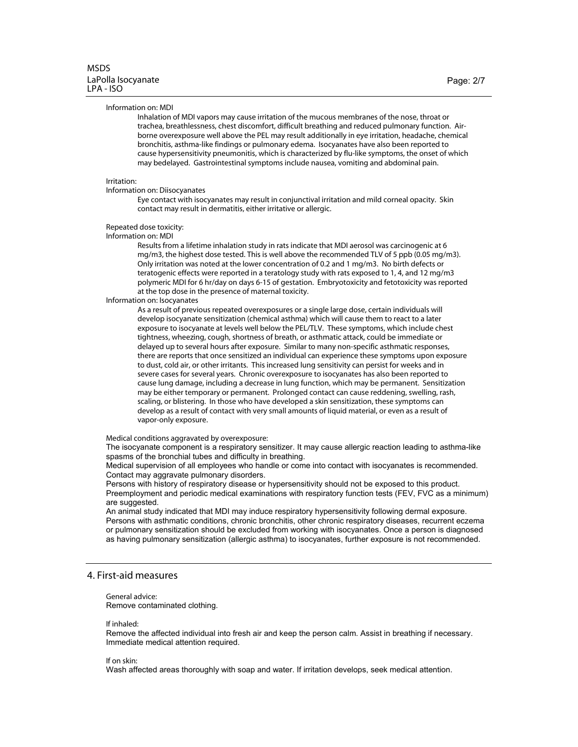Information on: MDI

Inhalation of MDI vapors may cause irritation of the mucous membranes of the nose, throat or trachea, breathlessness, chest discomfort, difficult breathing and reduced pulmonary function. Air-borne overexposure well above the PEL may result additionally in eye irritation, headache, chemical bronchitis, asthma-like findings or pulmonary edema. Isocyanates have also been reported to cause hypersensitivity pneumonitis, which is characterized by flu-like symptoms, the onset of which may bedelayed. Gastrointestinal symptoms include nausea, vomiting and abdominal pain.

Irritation:

Information on: Diisocyanates

Eye contact with isocyanates may result in conjunctival irritation and mild corneal opacity. Skin contact may result in dermatitis, either irritative or allergic.

Repeated dose toxicity:

Information on: MDI

Results from a lifetime inhalation study in rats indicate that MDI aerosol was carcinogenic at 6 mg/m3, the highest dose tested. This is well above the recommended TLV of 5 ppb (0.05 mg/m3). Only irritation was noted at the lower concentration of 0.2 and 1 mg/m3. No birth defects or teratogenic effects were reported in a teratology study with rats exposed to 1, 4, and 12 mg/m3 polymeric MDI for 6 hr/day on days 6-15 of gestation. Embryotoxicity and fetotoxicity was reported at the top dose in the presence of maternal toxicity.

Information on: Isocyanates

As a result of previous repeated overexposures or a single large dose, certain individuals will develop isocyanate sensitization (chemical asthma) which will cause them to react to a later exposure to isocyanate at levels well below the PEL/TLV. These symptoms, which include chest tightness, wheezing, cough, shortness of breath, or asthmatic attack, could be immediate or delayed up to several hours after exposure. Similar to many non-specific asthmatic responses, there are reports that once sensitized an individual can experience these symptoms upon exposure to dust, cold air, or other irritants. This increased lung sensitivity can persist for weeks and in severe cases for several years. Chronic overexposure to isocyanates has also been reported to cause lung damage, including a decrease in lung function, which may be permanent. Sensitization may be either temporary or permanent. Prolonged contact can cause reddening, swelling, rash, scaling, or blistering. In those who have developed a skin sensitization, these symptoms can develop as a result of contact with very small amounts of liquid material, or even as a result of vapor-only exposure.

Medical conditions aggravated by overexposure:

The isocyanate component is a respiratory sensitizer. It may cause allergic reaction leading to asthma-like spasms of the bronchial tubes and difficulty in breathing.

Medical supervision of all employees who handle or come into contact with isocyanates is recommended. Contact may aggravate pulmonary disorders.

Persons with history of respiratory disease or hypersensitivity should not be exposed to this product. Preemployment and periodic medical examinations with respiratory function tests (FEV, FVC as a minimum) are suggested.

An animal study indicated that MDI may induce respiratory hypersensitivity following dermal exposure. Persons with asthmatic conditions, chronic bronchitis, other chronic respiratory diseases, recurrent eczema or pulmonary sensitization should be excluded from working with isocyanates. Once a person is diagnosed as having pulmonary sensitization (allergic asthma) to isocyanates, further exposure is not recommended.

## 4. First-aid measures

General advice:

Remove contaminated clothing.

If inhaled:

Remove the affected individual into fresh air and keep the person calm. Assist in breathing if necessary. Immediate medical attention required.

If on skin:

Wash affected areas thoroughly with soap and water. If irritation develops, seek medical attention.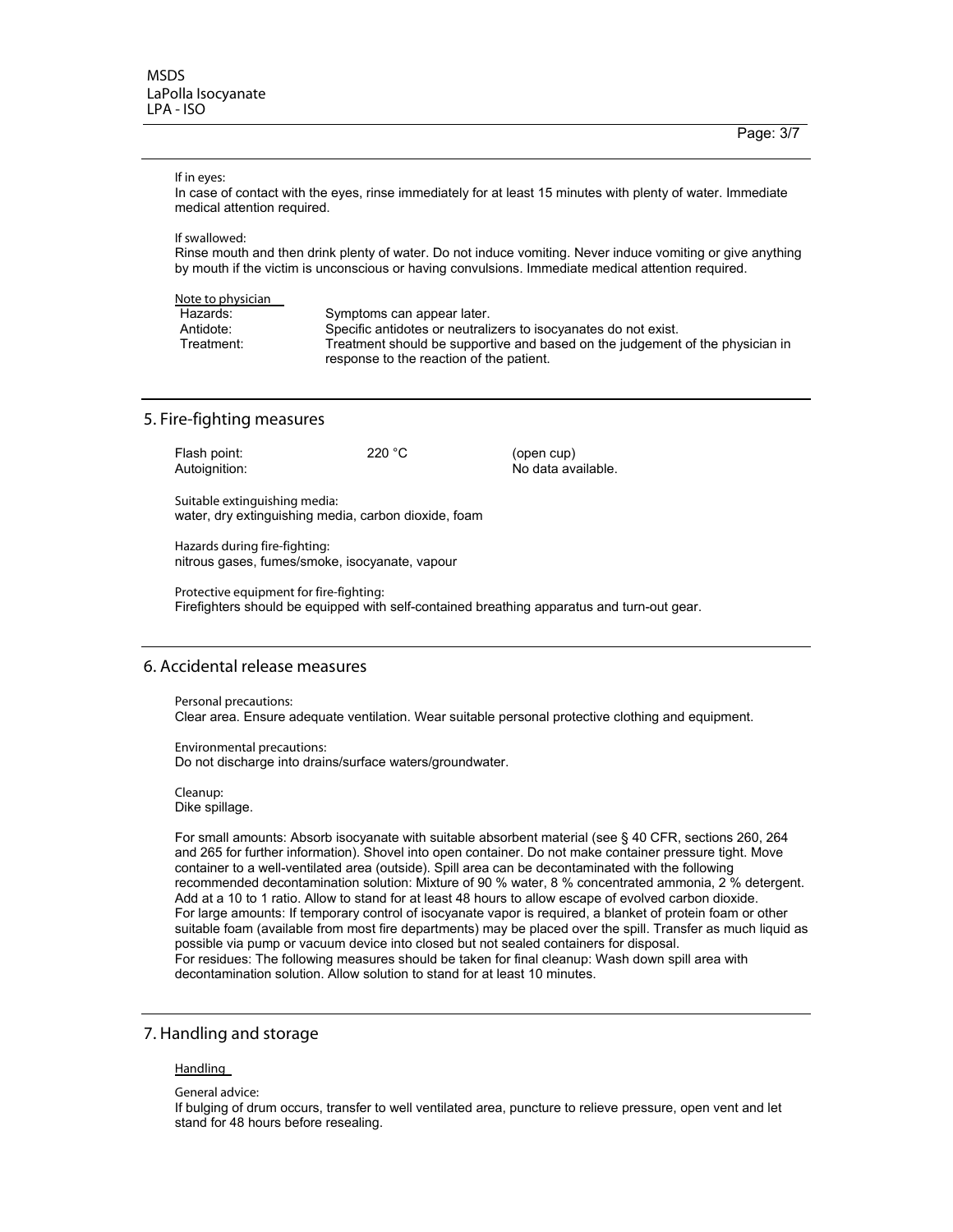If in eyes:

In case of contact with the eyes, rinse immediately for at least 15 minutes with plenty of water. Immediate medical attention required.

If swallowed:

Rinse mouth and then drink plenty of water. Do not induce vomiting. Never induce vomiting or give anything by mouth if the victim is unconscious or having convulsions. Immediate medical attention required.

Note to physician

| | |
|---|---|
| Hazards: | Symptoms can appear later. |
| Antidote: | Specific antidotes or neutralizers to isocyanates do not exist. |
| Treatment: | Treatment should be supportive and based on the judgement of the physician in response to the reaction of the patient. |

## 5. Fire-fighting measures

| | | |
|---|---|---|
| Flash point: | 220 °C | (open cup) |
| Autoignition: | | No data available. |

Suitable extinguishing media:
water, dry extinguishing media, carbon dioxide, foam

Hazards during fire-fighting:
nitrous gases, fumes/smoke, isocyanate, vapour

Protective equipment for fire-fighting:
Firefighters should be equipped with self-contained breathing apparatus and turn-out gear.

## 6. Accidental release measures

Personal precautions:
Clear area. Ensure adequate ventilation. Wear suitable personal protective clothing and equipment.

Environmental precautions:
Do not discharge into drains/surface waters/groundwater.

Cleanup:
Dike spillage.

For small amounts: Absorb isocyanate with suitable absorbent material (see § 40 CFR, sections 260, 264 and 265 for further information). Shovel into open container. Do not make container pressure tight. Move container to a well-ventilated area (outside). Spill area can be decontaminated with the following recommended decontamination solution: Mixture of 90 % water, 8 % concentrated ammonia, 2 % detergent. Add at a 10 to 1 ratio. Allow to stand for at least 48 hours to allow escape of evolved carbon dioxide.
For large amounts: If temporary control of isocyanate vapor is required, a blanket of protein foam or other suitable foam (available from most fire departments) may be placed over the spill. Transfer as much liquid as possible via pump or vacuum device into closed but not sealed containers for disposal.
For residues: The following measures should be taken for final cleanup: Wash down spill area with decontamination solution. Allow solution to stand for at least 10 minutes.

## 7. Handling and storage

Handling

General advice:
If bulging of drum occurs, transfer to well ventilated area, puncture to relieve pressure, open vent and let stand for 48 hours before resealing.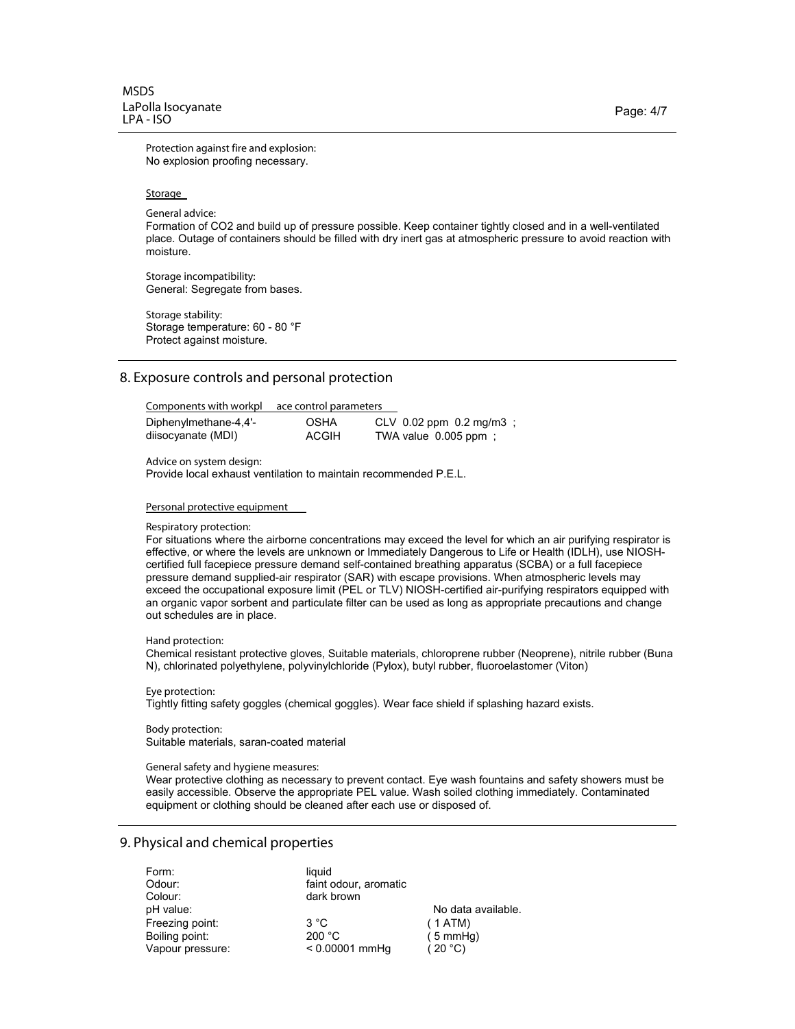Protection against fire and explosion:
No explosion proofing necessary.

Storage

General advice:
Formation of $CO_2$ and build up of pressure possible. Keep container tightly closed and in a well-ventilated place. Outage of containers should be filled with dry inert gas at atmospheric pressure to avoid reaction with moisture.

Storage incompatibility:
General: Segregate from bases.

Storage stability:
Storage temperature: 60 - 80 °F
Protect against moisture.

## 8. Exposure controls and personal protection

Components with workplace control parameters

| | | |
|---|---|---|
| Diphenylmethane-4,4'-diisocyanate (MDI) | OSHA | CLV 0.02 ppm 0.2 mg/m3 ; |
| | ACGIH | TWA value 0.005 ppm ; |

Advice on system design:
Provide local exhaust ventilation to maintain recommended P.E.L.

Personal protective equipment

Respiratory protection:
For situations where the airborne concentrations may exceed the level for which an air purifying respirator is effective, or where the levels are unknown or Immediately Dangerous to Life or Health (IDLH), use NIOSH-certified full facepiece pressure demand self-contained breathing apparatus (SCBA) or a full facepiece pressure demand supplied-air respirator (SAR) with escape provisions. When atmospheric levels may exceed the occupational exposure limit (PEL or TLV) NIOSH-certified air-purifying respirators equipped with an organic vapor sorbent and particulate filter can be used as long as appropriate precautions and change out schedules are in place.

Hand protection:
Chemical resistant protective gloves, Suitable materials, chloroprene rubber (Neoprene), nitrile rubber (Buna N), chlorinated polyethylene, polyvinylchloride (Pylox), butyl rubber, fluoroelastomer (Viton)

Eye protection:
Tightly fitting safety goggles (chemical goggles). Wear face shield if splashing hazard exists.

Body protection:
Suitable materials, saran-coated material

General safety and hygiene measures:
Wear protective clothing as necessary to prevent contact. Eye wash fountains and safety showers must be easily accessible. Observe the appropriate PEL value. Wash soiled clothing immediately. Contaminated equipment or clothing should be cleaned after each use or disposed of.

## 9. Physical and chemical properties

| | | |
|---|---|---|
| Form: | liquid | |
| Odour: | faint odour, aromatic | |
| Colour: | dark brown | |
| pH value: | | No data available. |
| Freezing point: | 3 °C | ( 1 ATM) |
| Boiling point: | 200 °C | ( 5 mmHg) |
| Vapour pressure: | < 0.00001 mmHg | ( 20 °C) |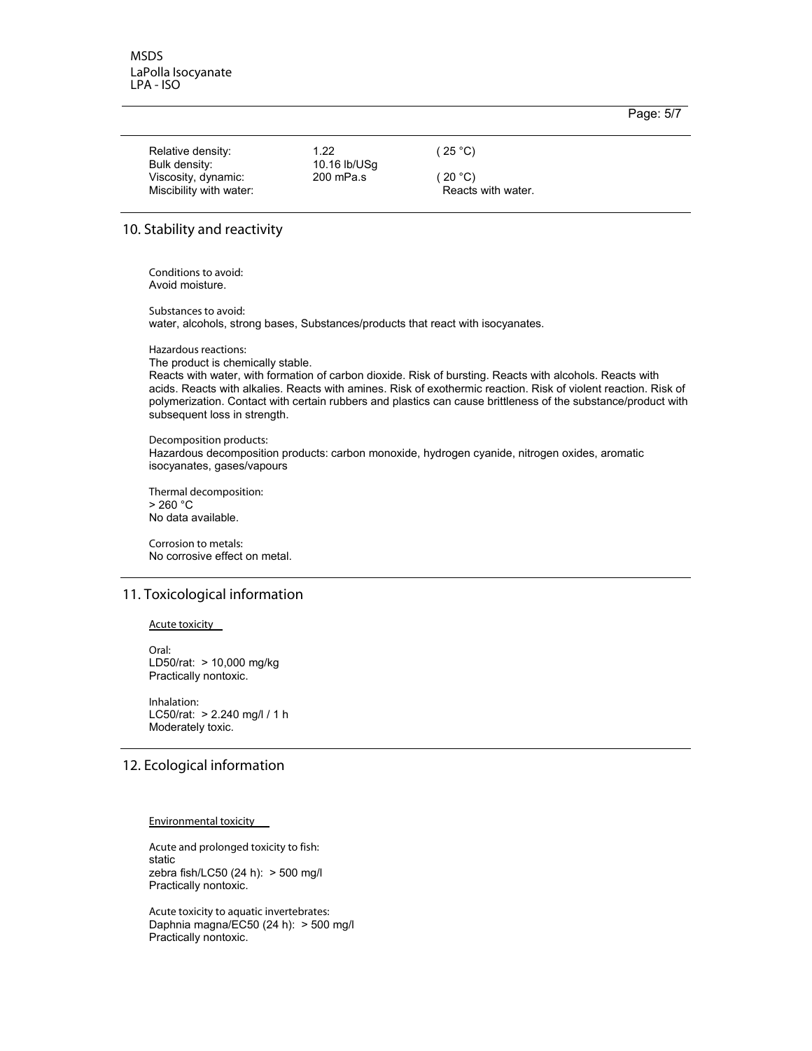| | | |
|---|---|---|
| Relative density: | 1.22 | ( 25 °C) |
| Bulk density: | 10.16 lb/USg | |
| Viscosity, dynamic: | 200 mPa.s | ( 20 °C) |
| Miscibility with water: | | Reacts with water. |

## 10. Stability and reactivity

Conditions to avoid:
Avoid moisture.

Substances to avoid:
water, alcohols, strong bases, Substances/products that react with isocyanates.

Hazardous reactions:
The product is chemically stable.
Reacts with water, with formation of carbon dioxide. Risk of bursting. Reacts with alcohols. Reacts with acids. Reacts with alkalies. Reacts with amines. Risk of exothermic reaction. Risk of violent reaction. Risk of polymerization. Contact with certain rubbers and plastics can cause brittleness of the substance/product with subsequent loss in strength.

Decomposition products:
Hazardous decomposition products: carbon monoxide, hydrogen cyanide, nitrogen oxides, aromatic isocyanates, gases/vapours

Thermal decomposition:
> 260 °C
No data available.

Corrosion to metals:
No corrosive effect on metal.

## 11. Toxicological information

Acute toxicity

Oral:
LD50/rat: > 10,000 mg/kg
Practically nontoxic.

Inhalation:
LC50/rat: > 2.240 mg/l / 1 h
Moderately toxic.

## 12. Ecological information

Environmental toxicity

Acute and prolonged toxicity to fish:
static
zebra fish/LC50 (24 h): > 500 mg/l
Practically nontoxic.

Acute toxicity to aquatic invertebrates:
Daphnia magna/EC50 (24 h): > 500 mg/l
Practically nontoxic.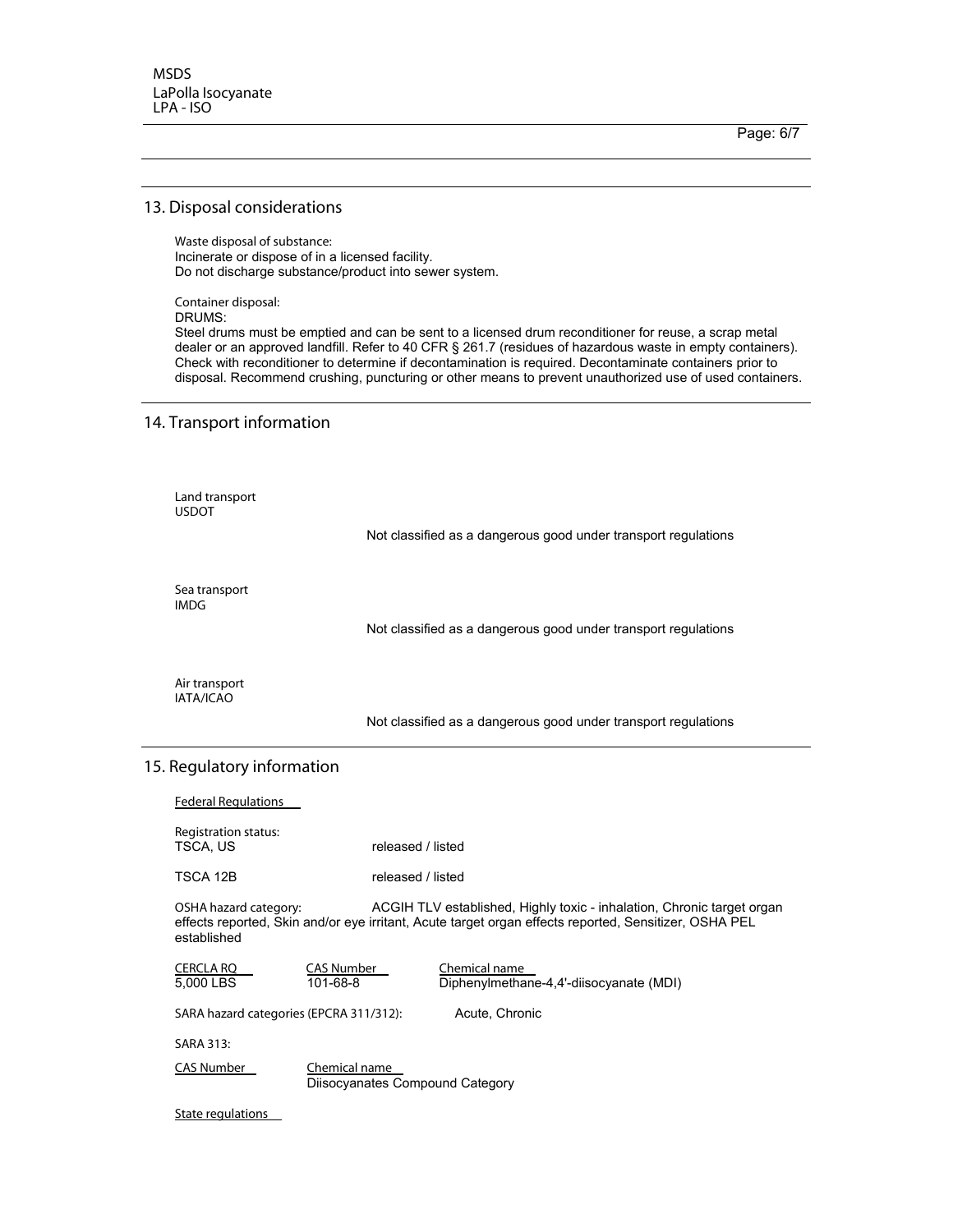## 13. Disposal considerations

Waste disposal of substance:
Incinerate or dispose of in a licensed facility.
Do not discharge substance/product into sewer system.

Container disposal:
DRUMS:
Steel drums must be emptied and can be sent to a licensed drum reconditioner for reuse, a scrap metal dealer or an approved landfill. Refer to 40 CFR § 261.7 (residues of hazardous waste in empty containers). Check with reconditioner to determine if decontamination is required. Decontaminate containers prior to disposal. Recommend crushing, puncturing or other means to prevent unauthorized use of used containers.

## 14. Transport information

Land transport
USDOT

Not classified as a dangerous good under transport regulations

Sea transport
IMDG

Not classified as a dangerous good under transport regulations

Air transport
IATA/ICAO

Not classified as a dangerous good under transport regulations

## 15. Regulatory information

Federal Regulations

Registration status:

| | |
|---|---|
| TSCA, US | released / listed |
| TSCA 12B | released / listed |

OSHA hazard category: ACGIH TLV established, Highly toxic - inhalation, Chronic target organ effects reported, Skin and/or eye irritant, Acute target organ effects reported, Sensitizer, OSHA PEL established

| CERCLA RQ | CAS Number | Chemical name |
|---|---|---|
| 5,000 LBS | 101-68-8 | Diphenylmethane-4,4'-diisocyanate (MDI) |

SARA hazard categories (EPCRA 311/312): Acute, Chronic

SARA 313:

| CAS Number | Chemical name |
|---|---|
| | Diisocyanates Compound Category |

State regulations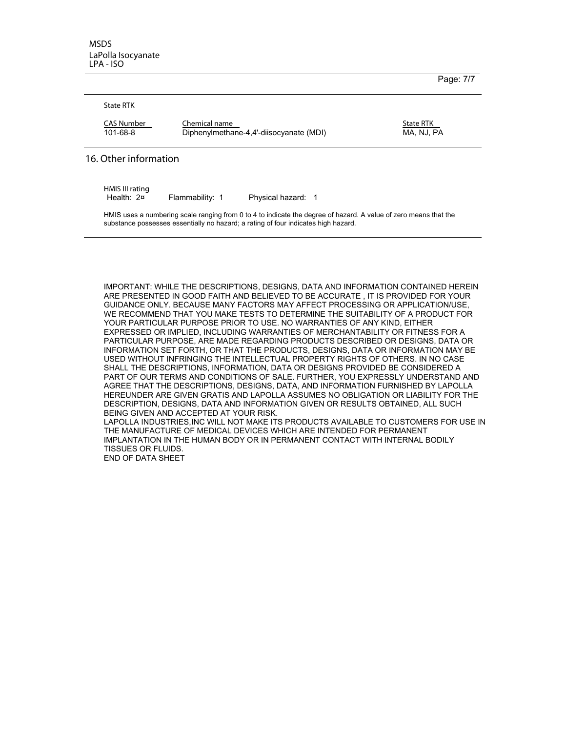State RTK

| CAS Number | Chemical name | State RTK |
| --- | --- | --- |
| 101-68-8 | Diphenylmethane-4,4'-diisocyanate (MDI) | MA, NJ, PA |

## 16. Other information

HMIS III rating

| | | |
| --- | --- | --- |
| Health: 2¤ | Flammability: 1 | Physical hazard: 1 |

HMIS uses a numbering scale ranging from 0 to 4 to indicate the degree of hazard. A value of zero means that the substance possesses essentially no hazard; a rating of four indicates high hazard.

IMPORTANT: WHILE THE DESCRIPTIONS, DESIGNS, DATA AND INFORMATION CONTAINED HEREIN ARE PRESENTED IN GOOD FAITH AND BELIEVED TO BE ACCURATE , IT IS PROVIDED FOR YOUR GUIDANCE ONLY. BECAUSE MANY FACTORS MAY AFFECT PROCESSING OR APPLICATION/USE, WE RECOMMEND THAT YOU MAKE TESTS TO DETERMINE THE SUITABILITY OF A PRODUCT FOR YOUR PARTICULAR PURPOSE PRIOR TO USE. NO WARRANTIES OF ANY KIND, EITHER EXPRESSED OR IMPLIED, INCLUDING WARRANTIES OF MERCHANTABILITY OR FITNESS FOR A PARTICULAR PURPOSE, ARE MADE REGARDING PRODUCTS DESCRIBED OR DESIGNS, DATA OR INFORMATION SET FORTH, OR THAT THE PRODUCTS, DESIGNS, DATA OR INFORMATION MAY BE USED WITHOUT INFRINGING THE INTELLECTUAL PROPERTY RIGHTS OF OTHERS. IN NO CASE SHALL THE DESCRIPTIONS, INFORMATION, DATA OR DESIGNS PROVIDED BE CONSIDERED A PART OF OUR TERMS AND CONDITIONS OF SALE. FURTHER, YOU EXPRESSLY UNDERSTAND AND AGREE THAT THE DESCRIPTIONS, DESIGNS, DATA, AND INFORMATION FURNISHED BY LAPOLLA HEREUNDER ARE GIVEN GRATIS AND LAPOLLA ASSUMES NO OBLIGATION OR LIABILITY FOR THE DESCRIPTION, DESIGNS, DATA AND INFORMATION GIVEN OR RESULTS OBTAINED, ALL SUCH BEING GIVEN AND ACCEPTED AT YOUR RISK.
LAPOLLA INDUSTRIES,INC WILL NOT MAKE ITS PRODUCTS AVAILABLE TO CUSTOMERS FOR USE IN THE MANUFACTURE OF MEDICAL DEVICES WHICH ARE INTENDED FOR PERMANENT IMPLANTATION IN THE HUMAN BODY OR IN PERMANENT CONTACT WITH INTERNAL BODILY TISSUES OR FLUIDS.
END OF DATA SHEET